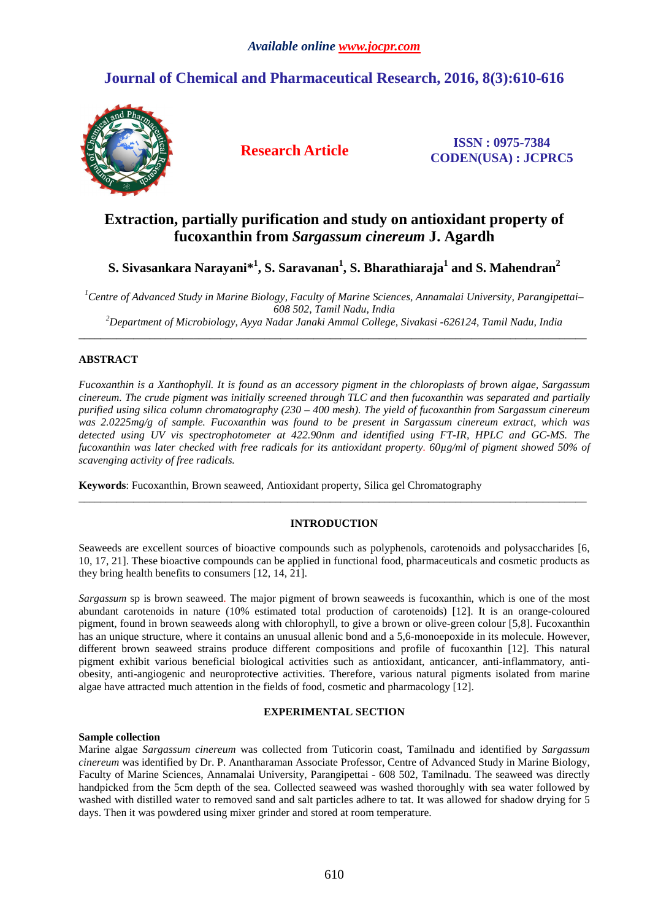# Extraction, partially purification and study on antioxidant property of fucoxanthin from *Sargassum cinereum* J. Agardh

**S. Sivasankara Narayani*[1], S. Saravanan[1], S. Bharathiaraja[1] and S. Mahendran[2]**

*[1]Centre of Advanced Study in Marine Biology, Faculty of Marine Sciences, Annamalai University, Parangipettai–608 502, Tamil Nadu, India*
*[2]Department of Microbiology, Ayya Nadar Janaki Ammal College, Sivakasi -626124, Tamil Nadu, India*

---

## ABSTRACT

*Fucoxanthin is a Xanthophyll. It is found as an accessory pigment in the chloroplasts of brown algae, Sargassum cinereum. The crude pigment was initially screened through TLC and then fucoxanthin was separated and partially purified using silica column chromatography (230 – 400 mesh). The yield of fucoxanthin from Sargassum cinereum was 2.0225mg/g of sample. Fucoxanthin was found to be present in Sargassum cinereum extract, which was detected using UV vis spectrophotometer at 422.90nm and identified using FT-IR, HPLC and GC-MS. The fucoxanthin was later checked with free radicals for its antioxidant property. 60µg/ml of pigment showed 50% of scavenging activity of free radicals.*

**Keywords**: Fucoxanthin, Brown seaweed, Antioxidant property, Silica gel Chromatography

---

## INTRODUCTION

Seaweeds are excellent sources of bioactive compounds such as polyphenols, carotenoids and polysaccharides [6, 10, 17, 21]. These bioactive compounds can be applied in functional food, pharmaceuticals and cosmetic products as they bring health benefits to consumers [12, 14, 21].

*Sargassum* sp is brown seaweed. The major pigment of brown seaweeds is fucoxanthin, which is one of the most abundant carotenoids in nature (10% estimated total production of carotenoids) [12]. It is an orange-coloured pigment, found in brown seaweeds along with chlorophyll, to give a brown or olive-green colour [5,8]. Fucoxanthin has an unique structure, where it contains an unusual allenic bond and a 5,6-monoepoxide in its molecule. However, different brown seaweed strains produce different compositions and profile of fucoxanthin [12]. This natural pigment exhibit various beneficial biological activities such as antioxidant, anticancer, anti-inflammatory, anti-obesity, anti-angiogenic and neuroprotective activities. Therefore, various natural pigments isolated from marine algae have attracted much attention in the fields of food, cosmetic and pharmacology [12].

## EXPERIMENTAL SECTION

### Sample collection

Marine algae *Sargassum cinereum* was collected from Tuticorin coast, Tamilnadu and identified by *Sargassum cinereum* was identified by Dr. P. Anantharaman Associate Professor, Centre of Advanced Study in Marine Biology, Faculty of Marine Sciences, Annamalai University, Parangipettai - 608 502, Tamilnadu. The seaweed was directly handpicked from the 5cm depth of the sea. Collected seaweed was washed thoroughly with sea water followed by washed with distilled water to removed sand and salt particles adhere to tat. It was allowed for shadow drying for 5 days. Then it was powdered using mixer grinder and stored at room temperature.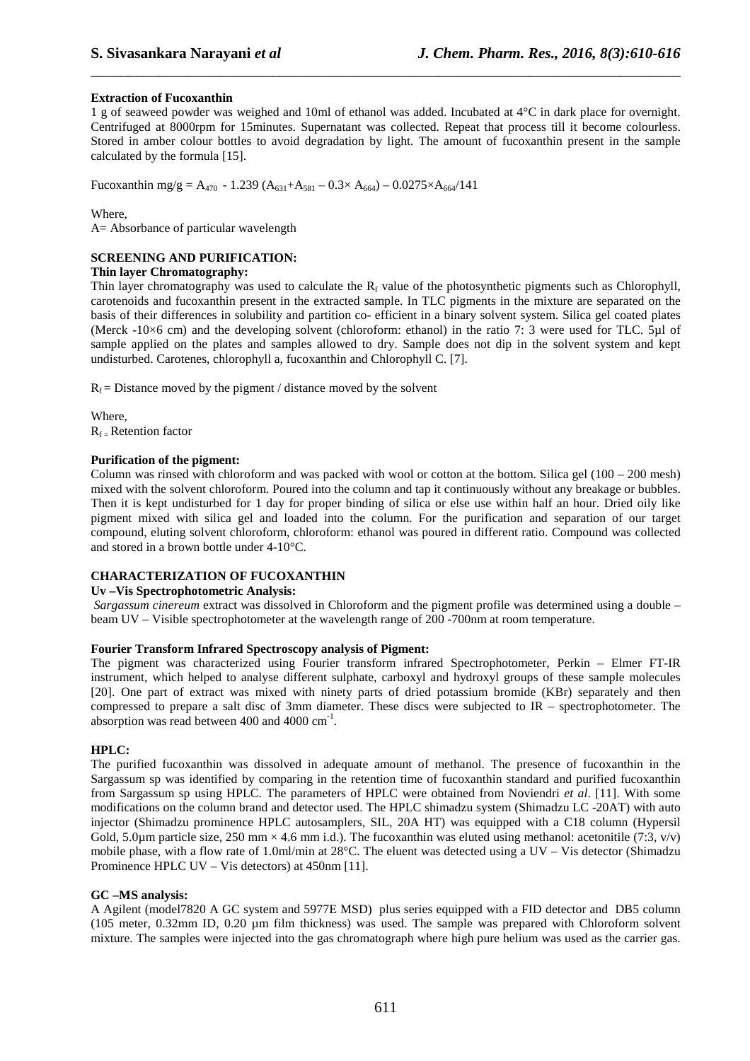**Extraction of Fucoxanthin**

1 g of seaweed powder was weighed and 10ml of ethanol was added. Incubated at 4°C in dark place for overnight. Centrifuged at 8000rpm for 15minutes. Supernatant was collected. Repeat that process till it become colourless. Stored in amber colour bottles to avoid degradation by light. The amount of fucoxanthin present in the sample calculated by the formula [15].

Fucoxanthin mg/g = $A_{470}$ - 1.239 ($A_{631}$+$A_{581}$ – 0.3× $A_{664}$) – 0.0275×$A_{664}$/141

Where,
A= Absorbance of particular wavelength

**SCREENING AND PURIFICATION:**

**Thin layer Chromatography:**

Thin layer chromatography was used to calculate the $R_f$ value of the photosynthetic pigments such as Chlorophyll, carotenoids and fucoxanthin present in the extracted sample. In TLC pigments in the mixture are separated on the basis of their differences in solubility and partition co- efficient in a binary solvent system. Silica gel coated plates (Merck -10×6 cm) and the developing solvent (chloroform: ethanol) in the ratio 7: 3 were used for TLC. 5µl of sample applied on the plates and samples allowed to dry. Sample does not dip in the solvent system and kept undisturbed. Carotenes, chlorophyll a, fucoxanthin and Chlorophyll C. [7].

$R_f$ = Distance moved by the pigment / distance moved by the solvent

Where,
$R_f$ = Retention factor

**Purification of the pigment:**

Column was rinsed with chloroform and was packed with wool or cotton at the bottom. Silica gel (100 – 200 mesh) mixed with the solvent chloroform. Poured into the column and tap it continuously without any breakage or bubbles. Then it is kept undisturbed for 1 day for proper binding of silica or else use within half an hour. Dried oily like pigment mixed with silica gel and loaded into the column. For the purification and separation of our target compound, eluting solvent chloroform, chloroform: ethanol was poured in different ratio. Compound was collected and stored in a brown bottle under 4-10°C.

**CHARACTERIZATION OF FUCOXANTHIN**

**Uv –Vis Spectrophotometric Analysis:**

*Sargassum cinereum* extract was dissolved in Chloroform and the pigment profile was determined using a double – beam UV – Visible spectrophotometer at the wavelength range of 200 -700nm at room temperature.

**Fourier Transform Infrared Spectroscopy analysis of Pigment:**

The pigment was characterized using Fourier transform infrared Spectrophotometer, Perkin – Elmer FT-IR instrument, which helped to analyse different sulphate, carboxyl and hydroxyl groups of these sample molecules [20]. One part of extract was mixed with ninety parts of dried potassium bromide (KBr) separately and then compressed to prepare a salt disc of 3mm diameter. These discs were subjected to IR – spectrophotometer. The absorption was read between 400 and 4000 $cm^{-1}$.

**HPLC:**

The purified fucoxanthin was dissolved in adequate amount of methanol. The presence of fucoxanthin in the Sargassum sp was identified by comparing in the retention time of fucoxanthin standard and purified fucoxanthin from Sargassum sp using HPLC. The parameters of HPLC were obtained from Noviendri *et al*. [11]. With some modifications on the column brand and detector used. The HPLC shimadzu system (Shimadzu LC -20AT) with auto injector (Shimadzu prominence HPLC autosamplers, SIL, 20A HT) was equipped with a C18 column (Hypersil Gold, 5.0µm particle size, 250 mm × 4.6 mm i.d.). The fucoxanthin was eluted using methanol: acetonitile (7:3, v/v) mobile phase, with a flow rate of 1.0ml/min at 28°C. The eluent was detected using a UV – Vis detector (Shimadzu Prominence HPLC UV – Vis detectors) at 450nm [11].

**GC –MS analysis:**

A Agilent (model7820 A GC system and 5977E MSD) plus series equipped with a FID detector and DB5 column (105 meter, 0.32mm ID, 0.20 µm film thickness) was used. The sample was prepared with Chloroform solvent mixture. The samples were injected into the gas chromatograph where high pure helium was used as the carrier gas.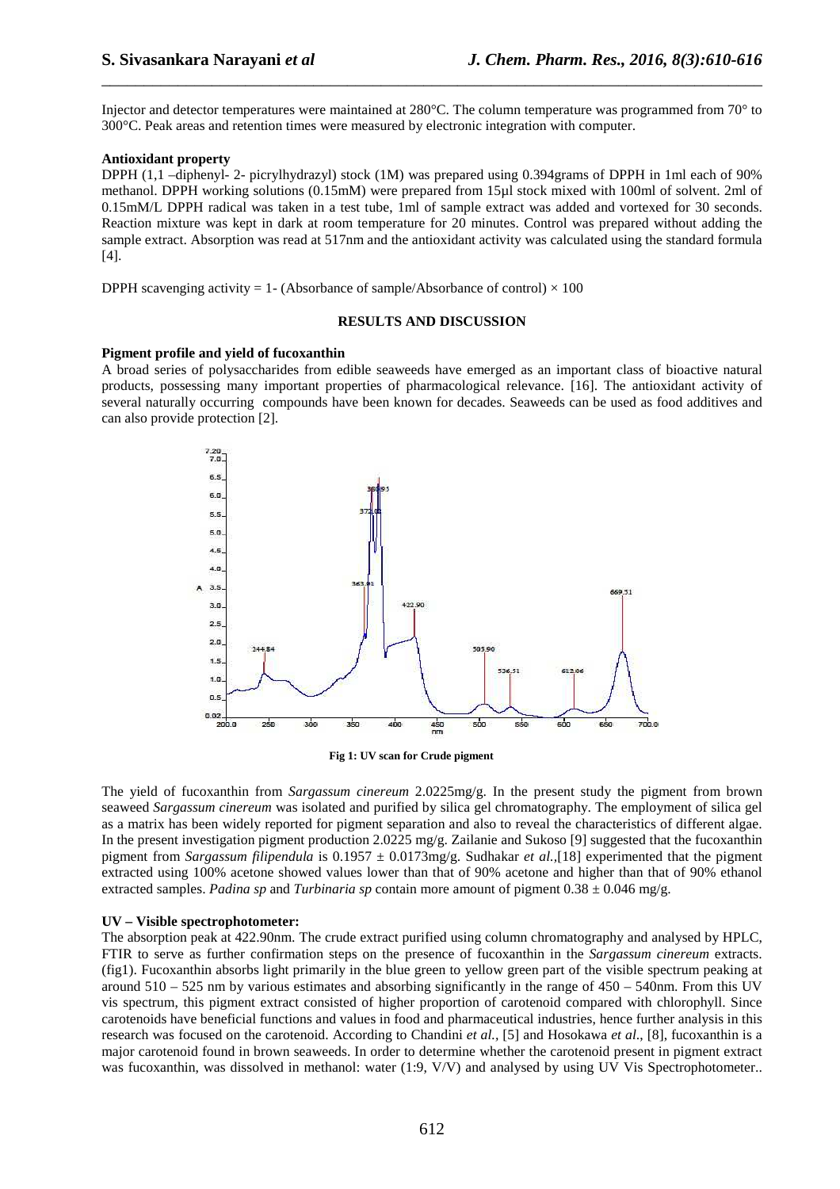Injector and detector temperatures were maintained at 280°C. The column temperature was programmed from 70° to 300°C. Peak areas and retention times were measured by electronic integration with computer.

**Antioxidant property**

DPPH (1,1 –diphenyl- 2- picrylhydrazyl) stock (1M) was prepared using 0.394grams of DPPH in 1ml each of 90% methanol. DPPH working solutions (0.15mM) were prepared from 15µl stock mixed with 100ml of solvent. 2ml of 0.15mM/L DPPH radical was taken in a test tube, 1ml of sample extract was added and vortexed for 30 seconds. Reaction mixture was kept in dark at room temperature for 20 minutes. Control was prepared without adding the sample extract. Absorption was read at 517nm and the antioxidant activity was calculated using the standard formula [4].

DPPH scavenging activity = 1- (Absorbance of sample/Absorbance of control) $\times$ 100

## RESULTS AND DISCUSSION

**Pigment profile and yield of fucoxanthin**

A broad series of polysaccharides from edible seaweeds have emerged as an important class of bioactive natural products, possessing many important properties of pharmacological relevance. [16]. The antioxidant activity of several naturally occurring compounds have been known for decades. Seaweeds can be used as food additives and can also provide protection [2].

**Fig 1: UV scan for Crude pigment**

The yield of fucoxanthin from *Sargassum cinereum* 2.0225mg/g. In the present study the pigment from brown seaweed *Sargassum cinereum* was isolated and purified by silica gel chromatography. The employment of silica gel as a matrix has been widely reported for pigment separation and also to reveal the characteristics of different algae. In the present investigation pigment production 2.0225 mg/g. Zailanie and Sukoso [9] suggested that the fucoxanthin pigment from *Sargassum filipendula* is 0.1957 ± 0.0173mg/g. Sudhakar *et al.*,[18] experimented that the pigment extracted using 100% acetone showed values lower than that of 90% acetone and higher than that of 90% ethanol extracted samples. *Padina sp* and *Turbinaria sp* contain more amount of pigment 0.38 ± 0.046 mg/g.

**UV – Visible spectrophotometer:**

The absorption peak at 422.90nm. The crude extract purified using column chromatography and analysed by HPLC, FTIR to serve as further confirmation steps on the presence of fucoxanthin in the *Sargassum cinereum* extracts. (fig1). Fucoxanthin absorbs light primarily in the blue green to yellow green part of the visible spectrum peaking at around 510 – 525 nm by various estimates and absorbing significantly in the range of 450 – 540nm. From this UV vis spectrum, this pigment extract consisted of higher proportion of carotenoid compared with chlorophyll. Since carotenoids have beneficial functions and values in food and pharmaceutical industries, hence further analysis in this research was focused on the carotenoid. According to Chandini *et al.,* [5] and Hosokawa *et al.*, [8], fucoxanthin is a major carotenoid found in brown seaweeds. In order to determine whether the carotenoid present in pigment extract was fucoxanthin, was dissolved in methanol: water (1:9, V/V) and analysed by using UV Vis Spectrophotometer..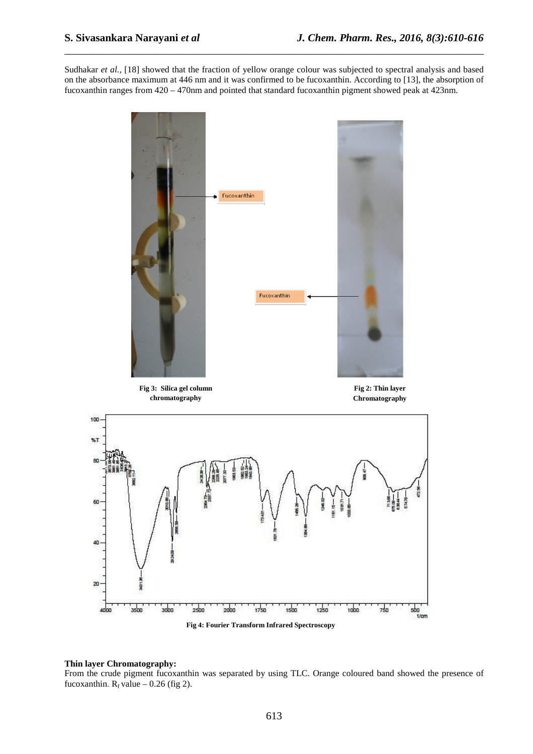Sudhakar *et al.,* [18] showed that the fraction of yellow orange colour was subjected to spectral analysis and based on the absorbance maximum at 446 nm and it was confirmed to be fucoxanthin. According to [13], the absorption of fucoxanthin ranges from 420 – 470nm and pointed that standard fucoxanthin pigment showed peak at 423nm.

**Fig 3: Silica gel column chromatography**

**Fig 2: Thin layer Chromatography**

**Fig 4: Fourier Transform Infrared Spectroscopy**

**Thin layer Chromatography:**

From the crude pigment fucoxanthin was separated by using TLC. Orange coloured band showed the presence of fucoxanthin. $R_f$ value – 0.26 (fig 2).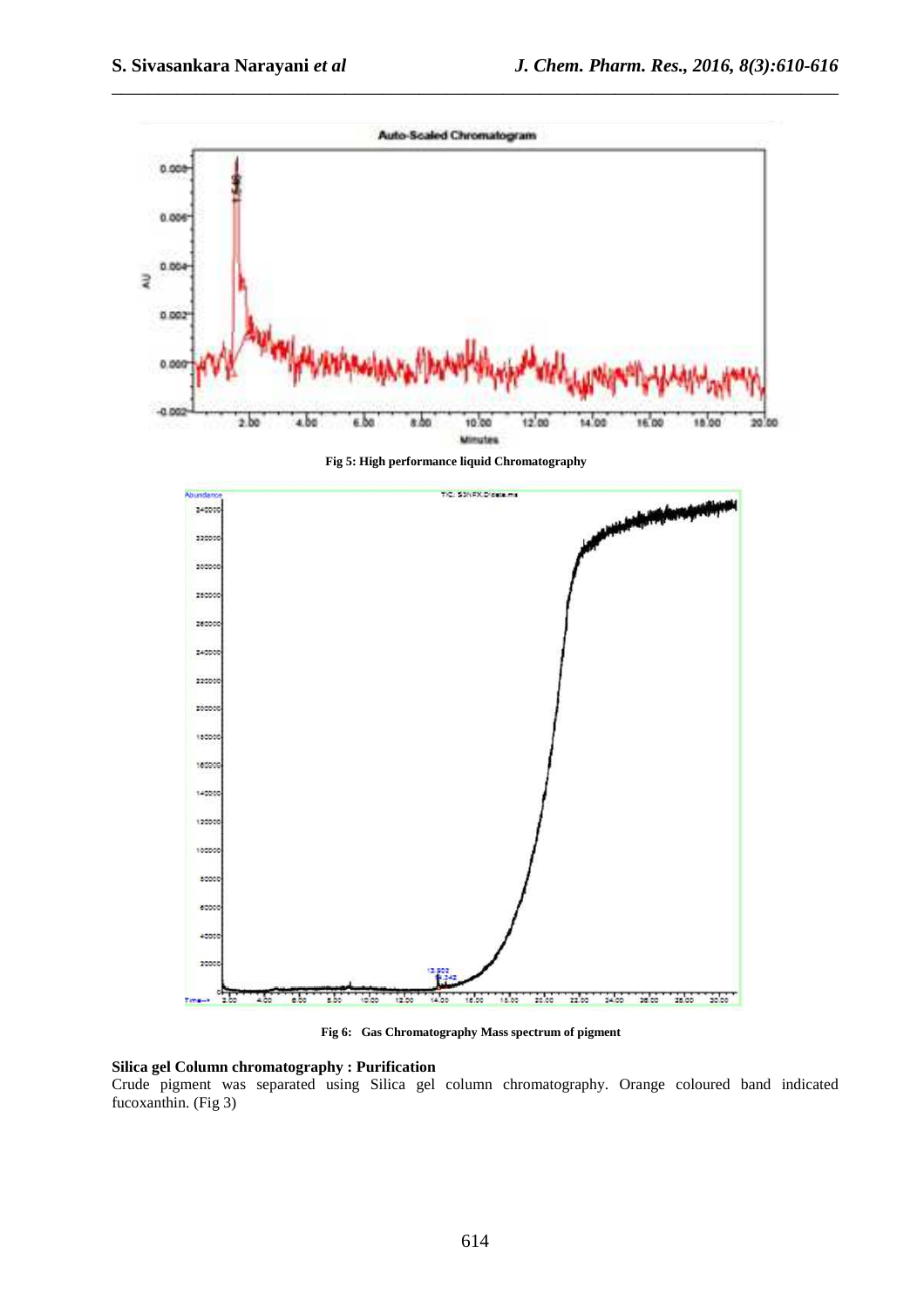Fig 5: High performance liquid Chromatography

Fig 6: Gas Chromatography Mass spectrum of pigment

**Silica gel Column chromatography : Purification**

Crude pigment was separated using Silica gel column chromatography. Orange coloured band indicated fucoxanthin. (Fig 3)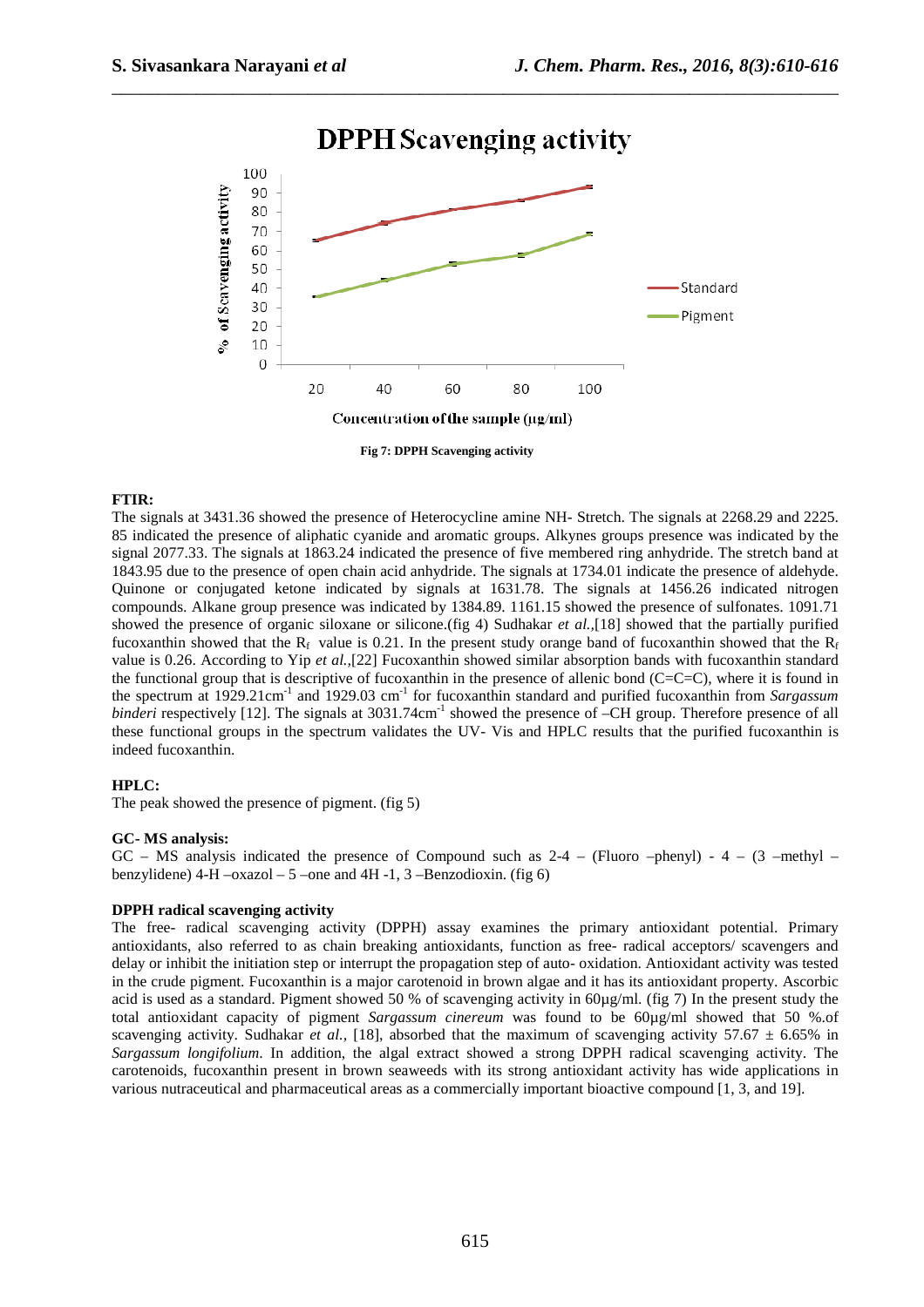Fig 7: DPPH Scavenging activity

**FTIR:**

The signals at 3431.36 showed the presence of Heterocycline amine NH- Stretch. The signals at 2268.29 and 2225. 85 indicated the presence of aliphatic cyanide and aromatic groups. Alkynes groups presence was indicated by the signal 2077.33. The signals at 1863.24 indicated the presence of five membered ring anhydride. The stretch band at 1843.95 due to the presence of open chain acid anhydride. The signals at 1734.01 indicate the presence of aldehyde. Quinone or conjugated ketone indicated by signals at 1631.78. The signals at 1456.26 indicated nitrogen compounds. Alkane group presence was indicated by 1384.89. 1161.15 showed the presence of sulfonates. 1091.71 showed the presence of organic siloxane or silicone.(fig 4) Sudhakar *et al.*,[18] showed that the partially purified fucoxanthin showed that the $R_f$ value is 0.21. In the present study orange band of fucoxanthin showed that the $R_f$ value is 0.26. According to Yip *et al.*,[22] Fucoxanthin showed similar absorption bands with fucoxanthin standard the functional group that is descriptive of fucoxanthin in the presence of allenic bond (C=C=C), where it is found in the spectrum at 1929.21cm$^{-1}$ and 1929.03 cm$^{-1}$ for fucoxanthin standard and purified fucoxanthin from *Sargassum binderi* respectively [12]. The signals at 3031.74cm$^{-1}$ showed the presence of –CH group. Therefore presence of all these functional groups in the spectrum validates the UV- Vis and HPLC results that the purified fucoxanthin is indeed fucoxanthin.

**HPLC:**

The peak showed the presence of pigment. (fig 5)

**GC- MS analysis:**

GC – MS analysis indicated the presence of Compound such as 2-4 – (Fluoro –phenyl) - 4 – (3 –methyl – benzylidene) 4-H –oxazol – 5 –one and 4H -1, 3 –Benzodioxin. (fig 6)

**DPPH radical scavenging activity**

The free- radical scavenging activity (DPPH) assay examines the primary antioxidant potential. Primary antioxidants, also referred to as chain breaking antioxidants, function as free- radical acceptors/ scavengers and delay or inhibit the initiation step or interrupt the propagation step of auto- oxidation. Antioxidant activity was tested in the crude pigment. Fucoxanthin is a major carotenoid in brown algae and it has its antioxidant property. Ascorbic acid is used as a standard. Pigment showed 50 % of scavenging activity in 60µg/ml. (fig 7) In the present study the total antioxidant capacity of pigment *Sargassum cinereum* was found to be 60µg/ml showed that 50 %.of scavenging activity. Sudhakar *et al.,* [18], absorbed that the maximum of scavenging activity 57.67 ± 6.65% in *Sargassum longifolium.* In addition, the algal extract showed a strong DPPH radical scavenging activity. The carotenoids, fucoxanthin present in brown seaweeds with its strong antioxidant activity has wide applications in various nutraceutical and pharmaceutical areas as a commercially important bioactive compound [1, 3, and 19].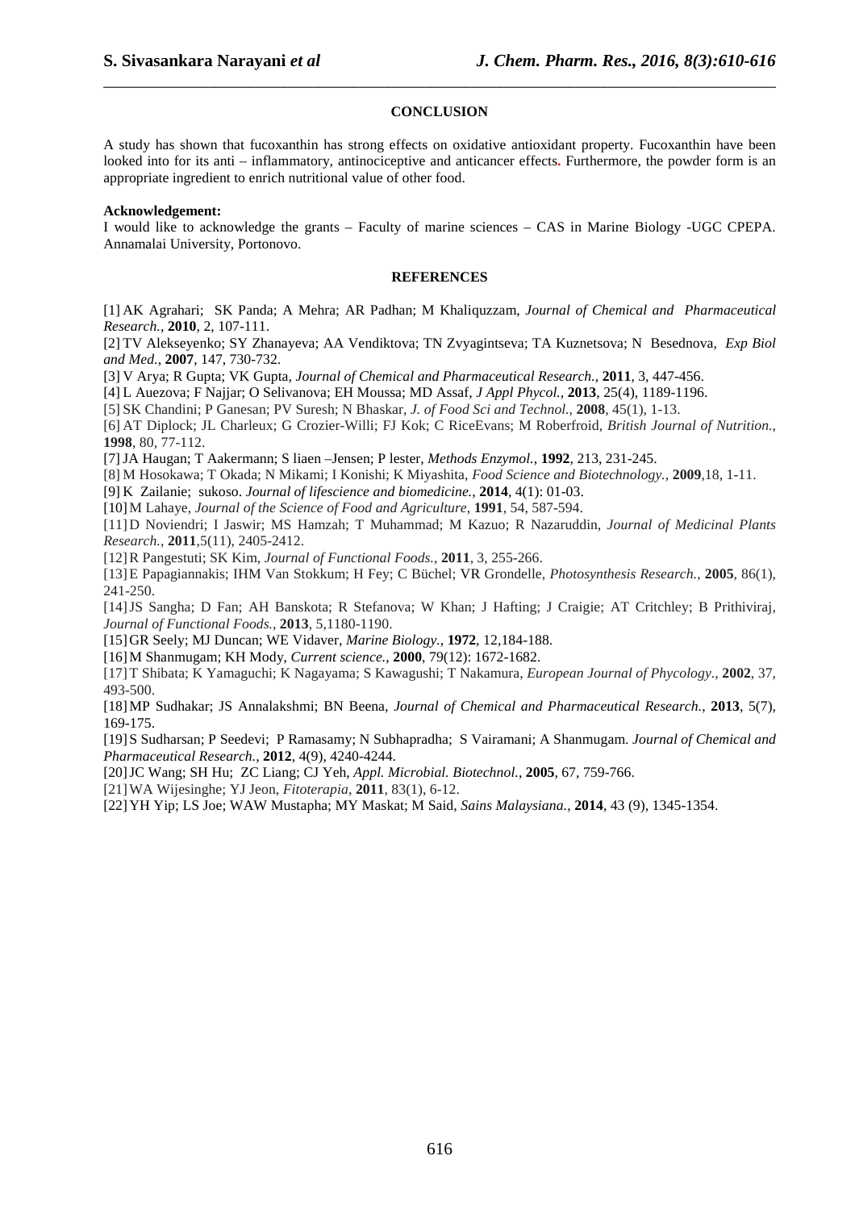## CONCLUSION

A study has shown that fucoxanthin has strong effects on oxidative antioxidant property. Fucoxanthin have been looked into for its anti – inflammatory, antinociceptive and anticancer effects**.** Furthermore, the powder form is an appropriate ingredient to enrich nutritional value of other food.

**Acknowledgement:**

I would like to acknowledge the grants – Faculty of marine sciences – CAS in Marine Biology -UGC CPEPA. Annamalai University, Portonovo.

## REFERENCES

[1] AK Agrahari; SK Panda; A Mehra; AR Padhan; M Khaliquzzam, *Journal of Chemical and Pharmaceutical Research.*, **2010**, 2, 107-111.

[2] TV Alekseyenko; SY Zhanayeva; AA Vendiktova; TN Zvyagintseva; TA Kuznetsova; N Besednova, *Exp Biol and Med.*, **2007**, 147, 730-732.

[3] V Arya; R Gupta; VK Gupta, *Journal of Chemical and Pharmaceutical Research.*, **2011**, 3, 447-456.

[4] L Auezova; F Najjar; O Selivanova; EH Moussa; MD Assaf, *J Appl Phycol.*, **2013**, 25(4), 1189-1196.

[5] SK Chandini; P Ganesan; PV Suresh; N Bhaskar, *J. of Food Sci and Technol.*, **2008**, 45(1), 1-13.

[6] AT Diplock; JL Charleux; G Crozier-Willi; FJ Kok; C RiceEvans; M Roberfroid, *British Journal of Nutrition.*, **1998**, 80, 77-112.

[7] JA Haugan; T Aakermann; S liaen –Jensen; P lester, *Methods Enzymol.*, **1992**, 213, 231-245.

[8] M Hosokawa; T Okada; N Mikami; I Konishi; K Miyashita, *Food Science and Biotechnology.*, **2009**,18, 1-11.

[9] K Zailanie; sukoso. *Journal of lifescience and biomedicine.*, **2014**, 4(1): 01-03.

[10] M Lahaye, *Journal of the Science of Food and Agriculture*, **1991**, 54, 587-594.

[11] D Noviendri; I Jaswir; MS Hamzah; T Muhammad; M Kazuo; R Nazaruddin, *Journal of Medicinal Plants Research.*, **2011**,5(11), 2405-2412.

[12] R Pangestuti; SK Kim, *Journal of Functional Foods.*, **2011**, 3, 255-266.

[13] E Papagiannakis; IHM Van Stokkum; H Fey; C Büchel; VR Grondelle, *Photosynthesis Research.*, **2005**, 86(1), 241-250.

[14] JS Sangha; D Fan; AH Banskota; R Stefanova; W Khan; J Hafting; J Craigie; AT Critchley; B Prithiviraj, *Journal of Functional Foods.*, **2013**, 5,1180-1190.

[15] GR Seely; MJ Duncan; WE Vidaver, *Marine Biology.*, **1972**, 12,184-188.

[16] M Shanmugam; KH Mody, *Current science.*, **2000**, 79(12): 1672-1682.

[17] T Shibata; K Yamaguchi; K Nagayama; S Kawagushi; T Nakamura, *European Journal of Phycology.*, **2002**, 37, 493-500.

[18] MP Sudhakar; JS Annalakshmi; BN Beena, *Journal of Chemical and Pharmaceutical Research.*, **2013**, 5(7), 169-175.

[19] S Sudharsan; P Seedevi; P Ramasamy; N Subhapradha; S Vairamani; A Shanmugam. *Journal of Chemical and Pharmaceutical Research.*, **2012**, 4(9), 4240-4244.

[20] JC Wang; SH Hu; ZC Liang; CJ Yeh, *Appl. Microbial. Biotechnol.*, **2005**, 67, 759-766.

[21] WA Wijesinghe; YJ Jeon, *Fitoterapia*, **2011**, 83(1), 6-12.

[22] YH Yip; LS Joe; WAW Mustapha; MY Maskat; M Said, *Sains Malaysiana.*, **2014**, 43 (9), 1345-1354.